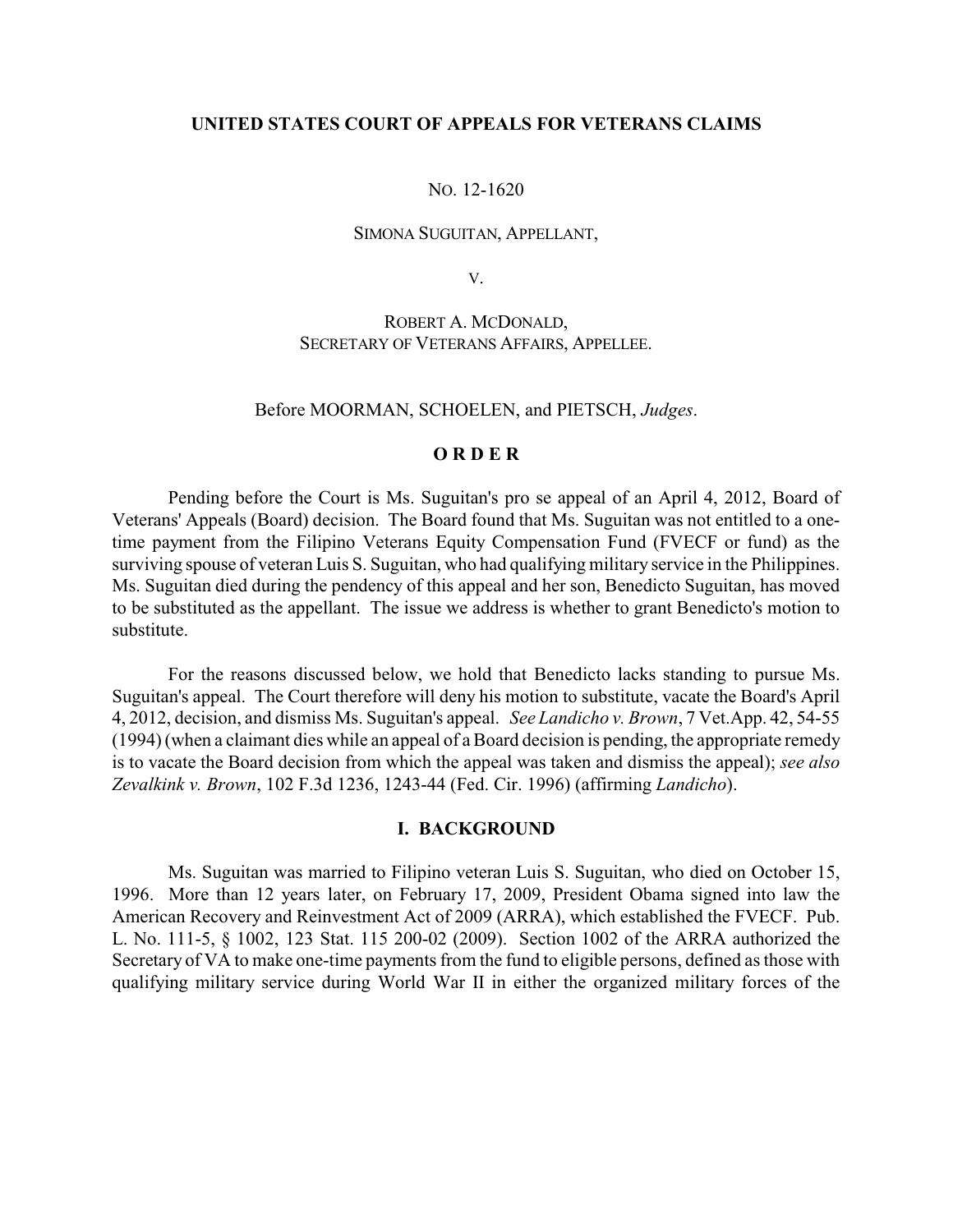**UNITED STATES COURT OF APPEALS FOR VETERANS CLAIMS**

NO. 12-1620

SIMONA SUGUITAN, APPELLANT,

V.

ROBERT A. MCDONALD,
SECRETARY OF VETERANS AFFAIRS, APPELLEE.

Before MOORMAN, SCHOELEN, and PIETSCH, *Judges*.

**O R D E R**

Pending before the Court is Ms. Suguitan's pro se appeal of an April 4, 2012, Board of Veterans' Appeals (Board) decision. The Board found that Ms. Suguitan was not entitled to a one-time payment from the Filipino Veterans Equity Compensation Fund (FVECF or fund) as the surviving spouse of veteran Luis S. Suguitan, who had qualifying military service in the Philippines. Ms. Suguitan died during the pendency of this appeal and her son, Benedicto Suguitan, has moved to be substituted as the appellant. The issue we address is whether to grant Benedicto's motion to substitute.

For the reasons discussed below, we hold that Benedicto lacks standing to pursue Ms. Suguitan's appeal. The Court therefore will deny his motion to substitute, vacate the Board's April 4, 2012, decision, and dismiss Ms. Suguitan's appeal. *See Landicho v. Brown*, 7 Vet.App. 42, 54-55 (1994) (when a claimant dies while an appeal of a Board decision is pending, the appropriate remedy is to vacate the Board decision from which the appeal was taken and dismiss the appeal); *see also Zevalkink v. Brown*, 102 F.3d 1236, 1243-44 (Fed. Cir. 1996) (affirming *Landicho*).

**I. BACKGROUND**

Ms. Suguitan was married to Filipino veteran Luis S. Suguitan, who died on October 15, 1996. More than 12 years later, on February 17, 2009, President Obama signed into law the American Recovery and Reinvestment Act of 2009 (ARRA), which established the FVECF. Pub. L. No. 111-5, § 1002, 123 Stat. 115 200-02 (2009). Section 1002 of the ARRA authorized the Secretary of VA to make one-time payments from the fund to eligible persons, defined as those with qualifying military service during World War II in either the organized military forces of the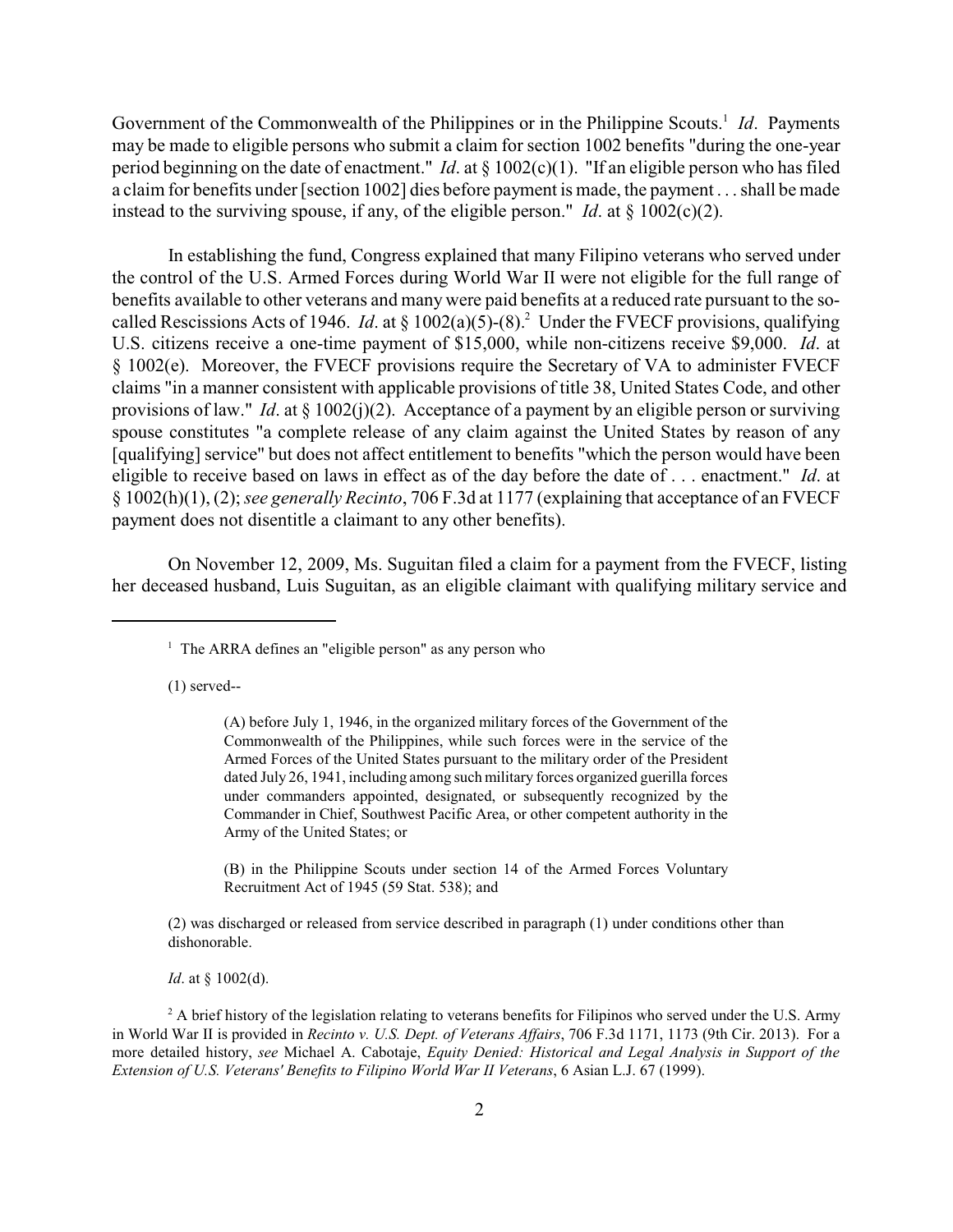Government of the Commonwealth of the Philippines or in the Philippine Scouts.[1] *Id*. Payments may be made to eligible persons who submit a claim for section 1002 benefits "during the one-year period beginning on the date of enactment." *Id*. at § 1002(c)(1). "If an eligible person who has filed a claim for benefits under [section 1002] dies before payment is made, the payment . . . shall be made instead to the surviving spouse, if any, of the eligible person." *Id*. at § 1002(c)(2).

In establishing the fund, Congress explained that many Filipino veterans who served under the control of the U.S. Armed Forces during World War II were not eligible for the full range of benefits available to other veterans and many were paid benefits at a reduced rate pursuant to the so-called Rescissions Acts of 1946. *Id*. at § 1002(a)(5)-(8).[2] Under the FVECF provisions, qualifying U.S. citizens receive a one-time payment of $15,000, while non-citizens receive $9,000. *Id*. at § 1002(e). Moreover, the FVECF provisions require the Secretary of VA to administer FVECF claims "in a manner consistent with applicable provisions of title 38, United States Code, and other provisions of law." *Id*. at § 1002(j)(2). Acceptance of a payment by an eligible person or surviving spouse constitutes "a complete release of any claim against the United States by reason of any [qualifying] service" but does not affect entitlement to benefits "which the person would have been eligible to receive based on laws in effect as of the day before the date of . . . enactment." *Id*. at § 1002(h)(1), (2); *see generally Recinto*, 706 F.3d at 1177 (explaining that acceptance of an FVECF payment does not disentitle a claimant to any other benefits).

On November 12, 2009, Ms. Suguitan filed a claim for a payment from the FVECF, listing her deceased husband, Luis Suguitan, as an eligible claimant with qualifying military service and

---

[1] The ARRA defines an "eligible person" as any person who

(1) served--

> (A) before July 1, 1946, in the organized military forces of the Government of the Commonwealth of the Philippines, while such forces were in the service of the Armed Forces of the United States pursuant to the military order of the President dated July 26, 1941, including among such military forces organized guerilla forces under commanders appointed, designated, or subsequently recognized by the Commander in Chief, Southwest Pacific Area, or other competent authority in the Army of the United States; or
>
> (B) in the Philippine Scouts under section 14 of the Armed Forces Voluntary Recruitment Act of 1945 (59 Stat. 538); and

(2) was discharged or released from service described in paragraph (1) under conditions other than dishonorable.

*Id*. at § 1002(d).

[2] A brief history of the legislation relating to veterans benefits for Filipinos who served under the U.S. Army in World War II is provided in *Recinto v. U.S. Dept. of Veterans Affairs*, 706 F.3d 1171, 1173 (9th Cir. 2013). For a more detailed history, *see* Michael A. Cabotaje, *Equity Denied: Historical and Legal Analysis in Support of the Extension of U.S. Veterans' Benefits to Filipino World War II Veterans*, 6 Asian L.J. 67 (1999).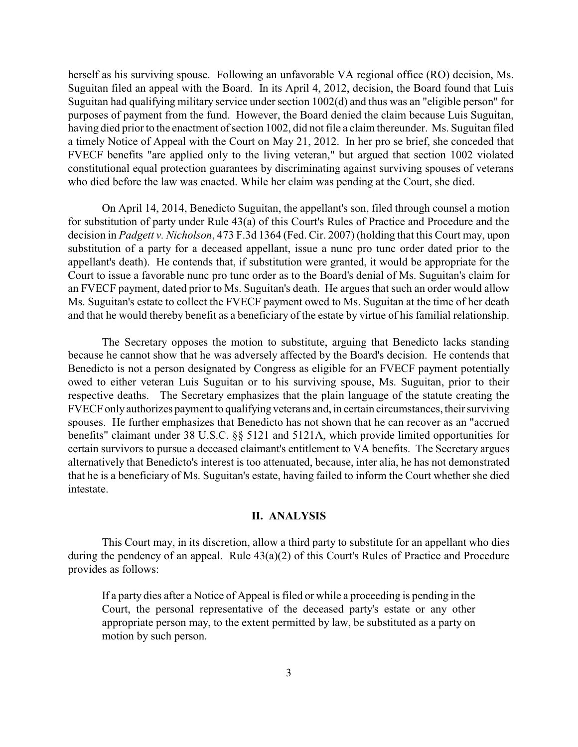herself as his surviving spouse. Following an unfavorable VA regional office (RO) decision, Ms. Suguitan filed an appeal with the Board. In its April 4, 2012, decision, the Board found that Luis Suguitan had qualifying military service under section 1002(d) and thus was an "eligible person" for purposes of payment from the fund. However, the Board denied the claim because Luis Suguitan, having died prior to the enactment of section 1002, did not file a claim thereunder. Ms. Suguitan filed a timely Notice of Appeal with the Court on May 21, 2012. In her pro se brief, she conceded that FVECF benefits "are applied only to the living veteran," but argued that section 1002 violated constitutional equal protection guarantees by discriminating against surviving spouses of veterans who died before the law was enacted. While her claim was pending at the Court, she died.

On April 14, 2014, Benedicto Suguitan, the appellant's son, filed through counsel a motion for substitution of party under Rule 43(a) of this Court's Rules of Practice and Procedure and the decision in *Padgett v. Nicholson*, 473 F.3d 1364 (Fed. Cir. 2007) (holding that this Court may, upon substitution of a party for a deceased appellant, issue a nunc pro tunc order dated prior to the appellant's death). He contends that, if substitution were granted, it would be appropriate for the Court to issue a favorable nunc pro tunc order as to the Board's denial of Ms. Suguitan's claim for an FVECF payment, dated prior to Ms. Suguitan's death. He argues that such an order would allow Ms. Suguitan's estate to collect the FVECF payment owed to Ms. Suguitan at the time of her death and that he would thereby benefit as a beneficiary of the estate by virtue of his familial relationship.

The Secretary opposes the motion to substitute, arguing that Benedicto lacks standing because he cannot show that he was adversely affected by the Board's decision. He contends that Benedicto is not a person designated by Congress as eligible for an FVECF payment potentially owed to either veteran Luis Suguitan or to his surviving spouse, Ms. Suguitan, prior to their respective deaths. The Secretary emphasizes that the plain language of the statute creating the FVECF only authorizes payment to qualifying veterans and, in certain circumstances, their surviving spouses. He further emphasizes that Benedicto has not shown that he can recover as an "accrued benefits" claimant under 38 U.S.C. §§ 5121 and 5121A, which provide limited opportunities for certain survivors to pursue a deceased claimant's entitlement to VA benefits. The Secretary argues alternatively that Benedicto's interest is too attenuated, because, inter alia, he has not demonstrated that he is a beneficiary of Ms. Suguitan's estate, having failed to inform the Court whether she died intestate.

## II. ANALYSIS

This Court may, in its discretion, allow a third party to substitute for an appellant who dies during the pendency of an appeal. Rule 43(a)(2) of this Court's Rules of Practice and Procedure provides as follows:

> If a party dies after a Notice of Appeal is filed or while a proceeding is pending in the Court, the personal representative of the deceased party's estate or any other appropriate person may, to the extent permitted by law, be substituted as a party on motion by such person.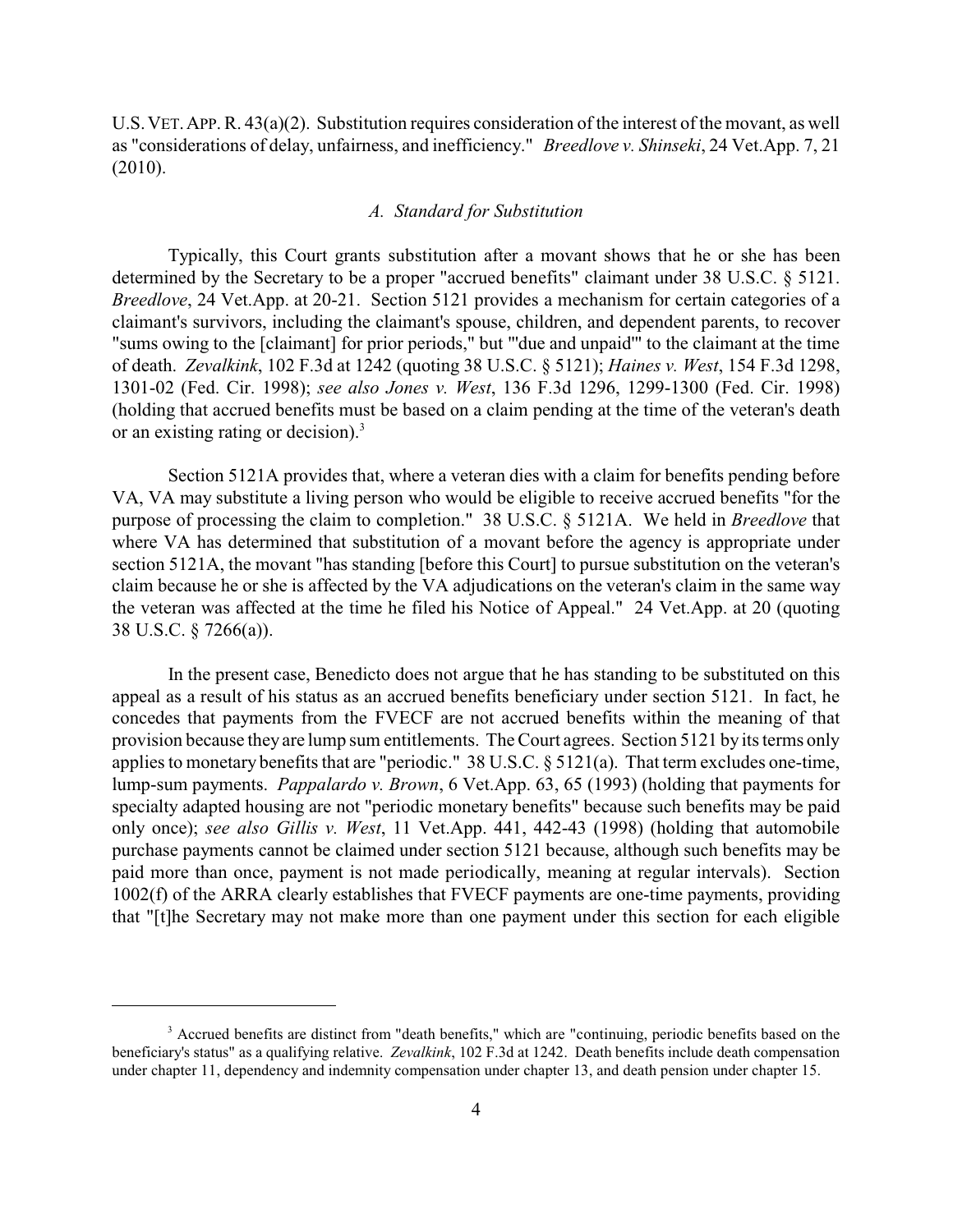U.S. VET. APP. R. 43(a)(2). Substitution requires consideration of the interest of the movant, as well as "considerations of delay, unfairness, and inefficiency." *Breedlove v. Shinseki*, 24 Vet.App. 7, 21 (2010).

### *A. Standard for Substitution*

Typically, this Court grants substitution after a movant shows that he or she has been determined by the Secretary to be a proper "accrued benefits" claimant under 38 U.S.C. § 5121. *Breedlove*, 24 Vet.App. at 20-21. Section 5121 provides a mechanism for certain categories of a claimant's survivors, including the claimant's spouse, children, and dependent parents, to recover "sums owing to the [claimant] for prior periods," but "'due and unpaid'" to the claimant at the time of death. *Zevalkink*, 102 F.3d at 1242 (quoting 38 U.S.C. § 5121); *Haines v. West*, 154 F.3d 1298, 1301-02 (Fed. Cir. 1998); *see also Jones v. West*, 136 F.3d 1296, 1299-1300 (Fed. Cir. 1998) (holding that accrued benefits must be based on a claim pending at the time of the veteran's death or an existing rating or decision).[3]

Section 5121A provides that, where a veteran dies with a claim for benefits pending before VA, VA may substitute a living person who would be eligible to receive accrued benefits "for the purpose of processing the claim to completion." 38 U.S.C. § 5121A. We held in *Breedlove* that where VA has determined that substitution of a movant before the agency is appropriate under section 5121A, the movant "has standing [before this Court] to pursue substitution on the veteran's claim because he or she is affected by the VA adjudications on the veteran's claim in the same way the veteran was affected at the time he filed his Notice of Appeal." 24 Vet.App. at 20 (quoting 38 U.S.C. § 7266(a)).

In the present case, Benedicto does not argue that he has standing to be substituted on this appeal as a result of his status as an accrued benefits beneficiary under section 5121. In fact, he concedes that payments from the FVECF are not accrued benefits within the meaning of that provision because they are lump sum entitlements. The Court agrees. Section 5121 by its terms only applies to monetary benefits that are "periodic." 38 U.S.C. § 5121(a). That term excludes one-time, lump-sum payments. *Pappalardo v. Brown*, 6 Vet.App. 63, 65 (1993) (holding that payments for specialty adapted housing are not "periodic monetary benefits" because such benefits may be paid only once); *see also Gillis v. West*, 11 Vet.App. 441, 442-43 (1998) (holding that automobile purchase payments cannot be claimed under section 5121 because, although such benefits may be paid more than once, payment is not made periodically, meaning at regular intervals). Section 1002(f) of the ARRA clearly establishes that FVECF payments are one-time payments, providing that "[t]he Secretary may not make more than one payment under this section for each eligible

---

[3] Accrued benefits are distinct from "death benefits," which are "continuing, periodic benefits based on the beneficiary's status" as a qualifying relative. *Zevalkink*, 102 F.3d at 1242. Death benefits include death compensation under chapter 11, dependency and indemnity compensation under chapter 13, and death pension under chapter 15.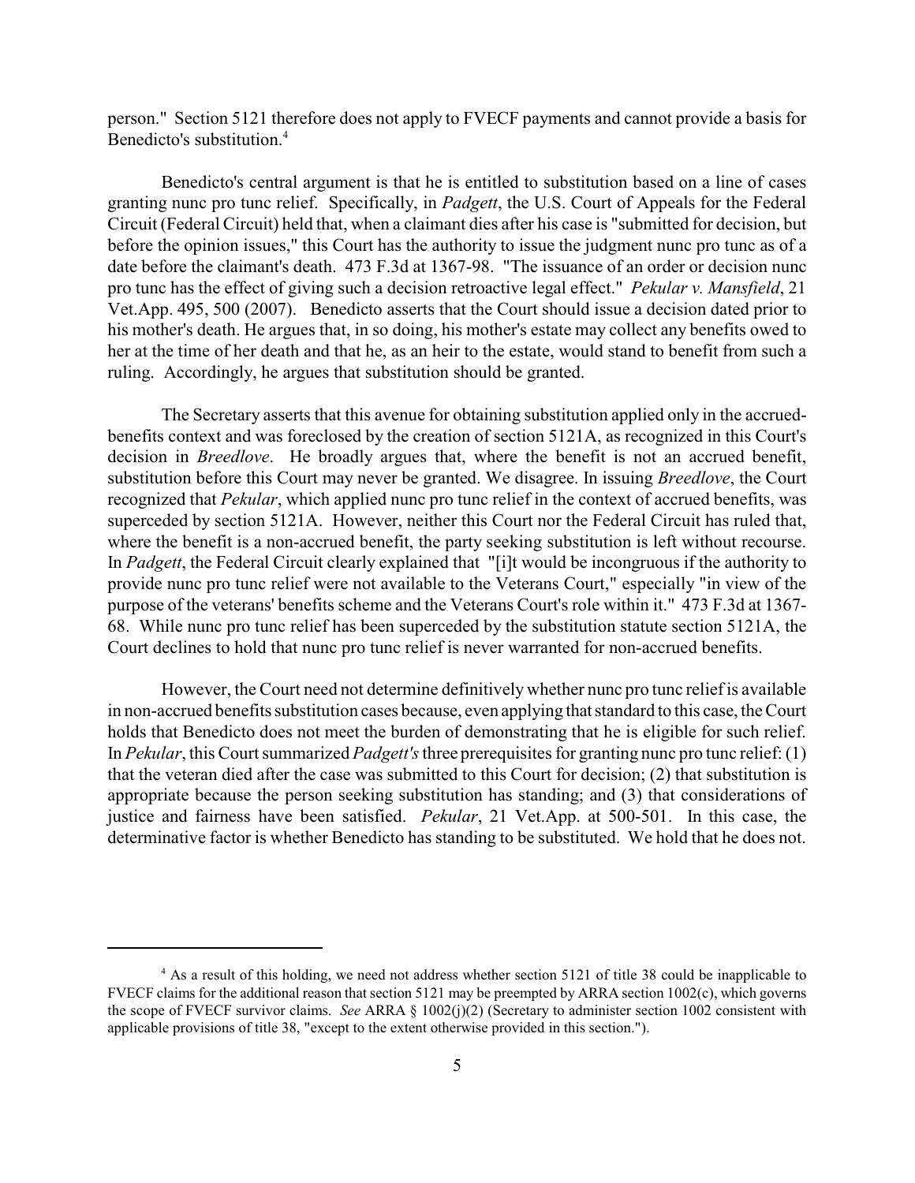person." Section 5121 therefore does not apply to FVECF payments and cannot provide a basis for Benedicto's substitution.[4]

Benedicto's central argument is that he is entitled to substitution based on a line of cases granting nunc pro tunc relief. Specifically, in *Padgett*, the U.S. Court of Appeals for the Federal Circuit (Federal Circuit) held that, when a claimant dies after his case is "submitted for decision, but before the opinion issues," this Court has the authority to issue the judgment nunc pro tunc as of a date before the claimant's death. 473 F.3d at 1367-98. "The issuance of an order or decision nunc pro tunc has the effect of giving such a decision retroactive legal effect." *Pekular v. Mansfield*, 21 Vet.App. 495, 500 (2007). Benedicto asserts that the Court should issue a decision dated prior to his mother's death. He argues that, in so doing, his mother's estate may collect any benefits owed to her at the time of her death and that he, as an heir to the estate, would stand to benefit from such a ruling. Accordingly, he argues that substitution should be granted.

The Secretary asserts that this avenue for obtaining substitution applied only in the accrued-benefits context and was foreclosed by the creation of section 5121A, as recognized in this Court's decision in *Breedlove*. He broadly argues that, where the benefit is not an accrued benefit, substitution before this Court may never be granted. We disagree. In issuing *Breedlove*, the Court recognized that *Pekular*, which applied nunc pro tunc relief in the context of accrued benefits, was superceded by section 5121A. However, neither this Court nor the Federal Circuit has ruled that, where the benefit is a non-accrued benefit, the party seeking substitution is left without recourse. In *Padgett*, the Federal Circuit clearly explained that "[i]t would be incongruous if the authority to provide nunc pro tunc relief were not available to the Veterans Court," especially "in view of the purpose of the veterans' benefits scheme and the Veterans Court's role within it." 473 F.3d at 1367-68. While nunc pro tunc relief has been superceded by the substitution statute section 5121A, the Court declines to hold that nunc pro tunc relief is never warranted for non-accrued benefits.

However, the Court need not determine definitively whether nunc pro tunc relief is available in non-accrued benefits substitution cases because, even applying that standard to this case, the Court holds that Benedicto does not meet the burden of demonstrating that he is eligible for such relief. In *Pekular*, this Court summarized *Padgett's* three prerequisites for granting nunc pro tunc relief: (1) that the veteran died after the case was submitted to this Court for decision; (2) that substitution is appropriate because the person seeking substitution has standing; and (3) that considerations of justice and fairness have been satisfied. *Pekular*, 21 Vet.App. at 500-501. In this case, the determinative factor is whether Benedicto has standing to be substituted. We hold that he does not.

---

[4] As a result of this holding, we need not address whether section 5121 of title 38 could be inapplicable to FVECF claims for the additional reason that section 5121 may be preempted by ARRA section 1002(c), which governs the scope of FVECF survivor claims. *See* ARRA § 1002(j)(2) (Secretary to administer section 1002 consistent with applicable provisions of title 38, "except to the extent otherwise provided in this section.").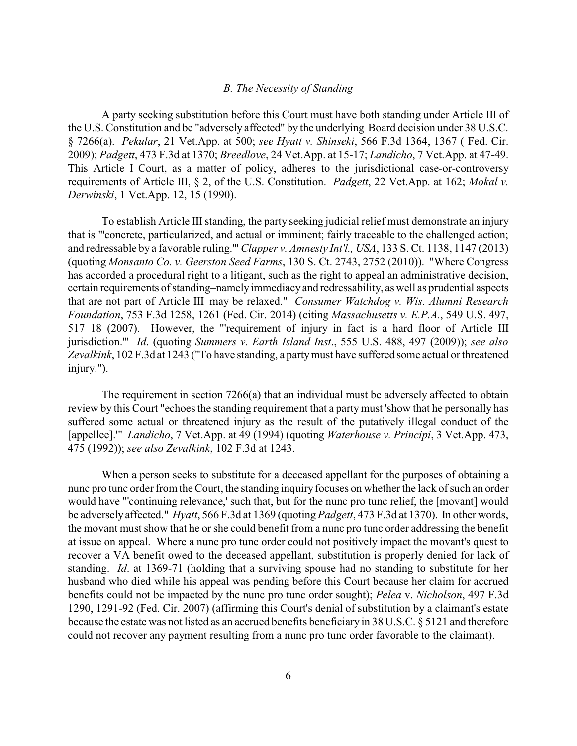### *B. The Necessity of Standing*

A party seeking substitution before this Court must have both standing under Article III of the U.S. Constitution and be "adversely affected" by the underlying Board decision under 38 U.S.C. § 7266(a). *Pekular*, 21 Vet.App. at 500; *see Hyatt v. Shinseki*, 566 F.3d 1364, 1367 ( Fed. Cir. 2009); *Padgett*, 473 F.3d at 1370; *Breedlove*, 24 Vet.App. at 15-17; *Landicho*, 7 Vet.App. at 47-49. This Article I Court, as a matter of policy, adheres to the jurisdictional case-or-controversy requirements of Article III, § 2, of the U.S. Constitution. *Padgett*, 22 Vet.App. at 162; *Mokal v. Derwinski*, 1 Vet.App. 12, 15 (1990).

To establish Article III standing, the party seeking judicial relief must demonstrate an injury that is "'concrete, particularized, and actual or imminent; fairly traceable to the challenged action; and redressable by a favorable ruling.'" *Clapper v. Amnesty Int'l., USA*, 133 S. Ct. 1138, 1147 (2013) (quoting *Monsanto Co. v. Geerston Seed Farms*, 130 S. Ct. 2743, 2752 (2010)). "Where Congress has accorded a procedural right to a litigant, such as the right to appeal an administrative decision, certain requirements of standing–namely immediacy and redressability, as well as prudential aspects that are not part of Article III–may be relaxed." *Consumer Watchdog v. Wis. Alumni Research Foundation*, 753 F.3d 1258, 1261 (Fed. Cir. 2014) (citing *Massachusetts v. E.P.A.*, 549 U.S. 497, 517–18 (2007). However, the "'requirement of injury in fact is a hard floor of Article III jurisdiction.'" *Id*. (quoting *Summers v. Earth Island Inst*., 555 U.S. 488, 497 (2009)); *see also Zevalkink*, 102 F.3d at 1243 ("To have standing, a party must have suffered some actual or threatened injury.").

The requirement in section 7266(a) that an individual must be adversely affected to obtain review by this Court "echoes the standing requirement that a party must 'show that he personally has suffered some actual or threatened injury as the result of the putatively illegal conduct of the [appellee].'" *Landicho*, 7 Vet.App. at 49 (1994) (quoting *Waterhouse v. Principi*, 3 Vet.App. 473, 475 (1992)); *see also Zevalkink*, 102 F.3d at 1243.

When a person seeks to substitute for a deceased appellant for the purposes of obtaining a nunc pro tunc order from the Court, the standing inquiry focuses on whether the lack of such an order would have "'continuing relevance,' such that, but for the nunc pro tunc relief, the [movant] would be adversely affected." *Hyatt*, 566 F.3d at 1369 (quoting *Padgett*, 473 F.3d at 1370). In other words, the movant must show that he or she could benefit from a nunc pro tunc order addressing the benefit at issue on appeal. Where a nunc pro tunc order could not positively impact the movant's quest to recover a VA benefit owed to the deceased appellant, substitution is properly denied for lack of standing. *Id*. at 1369-71 (holding that a surviving spouse had no standing to substitute for her husband who died while his appeal was pending before this Court because her claim for accrued benefits could not be impacted by the nunc pro tunc order sought); *Pelea* v. *Nicholson*, 497 F.3d 1290, 1291-92 (Fed. Cir. 2007) (affirming this Court's denial of substitution by a claimant's estate because the estate was not listed as an accrued benefits beneficiary in 38 U.S.C. § 5121 and therefore could not recover any payment resulting from a nunc pro tunc order favorable to the claimant).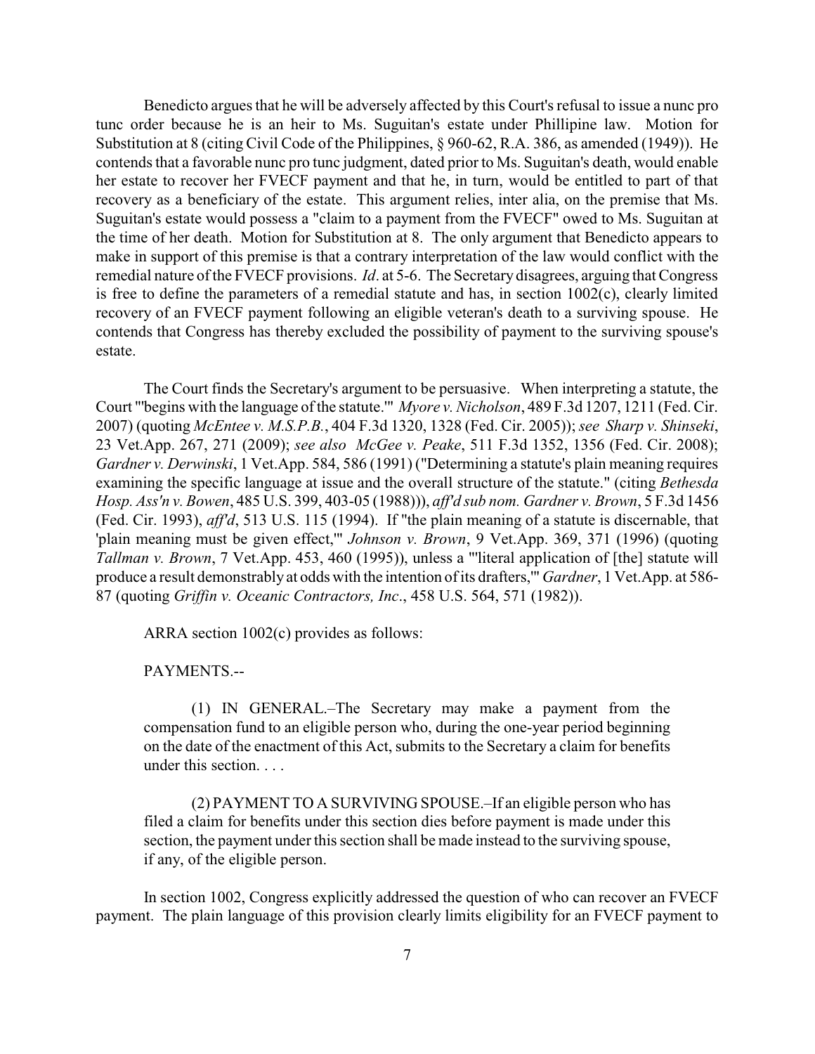Benedicto argues that he will be adversely affected by this Court's refusal to issue a nunc pro tunc order because he is an heir to Ms. Suguitan's estate under Phillipine law. Motion for Substitution at 8 (citing Civil Code of the Philippines, § 960-62, R.A. 386, as amended (1949)). He contends that a favorable nunc pro tunc judgment, dated prior to Ms. Suguitan's death, would enable her estate to recover her FVECF payment and that he, in turn, would be entitled to part of that recovery as a beneficiary of the estate. This argument relies, inter alia, on the premise that Ms. Suguitan's estate would possess a "claim to a payment from the FVECF" owed to Ms. Suguitan at the time of her death. Motion for Substitution at 8. The only argument that Benedicto appears to make in support of this premise is that a contrary interpretation of the law would conflict with the remedial nature of the FVECF provisions. *Id*. at 5-6. The Secretary disagrees, arguing that Congress is free to define the parameters of a remedial statute and has, in section 1002(c), clearly limited recovery of an FVECF payment following an eligible veteran's death to a surviving spouse. He contends that Congress has thereby excluded the possibility of payment to the surviving spouse's estate.

The Court finds the Secretary's argument to be persuasive. When interpreting a statute, the Court "'begins with the language of the statute.'" *Myore v. Nicholson*, 489 F.3d 1207, 1211 (Fed. Cir. 2007) (quoting *McEntee v. M.S.P.B.*, 404 F.3d 1320, 1328 (Fed. Cir. 2005)); *see Sharp v. Shinseki*, 23 Vet.App. 267, 271 (2009); *see also McGee v. Peake*, 511 F.3d 1352, 1356 (Fed. Cir. 2008); *Gardner v. Derwinski*, 1 Vet.App. 584, 586 (1991) ("Determining a statute's plain meaning requires examining the specific language at issue and the overall structure of the statute." (citing *Bethesda Hosp. Ass'n v. Bowen*, 485 U.S. 399, 403-05 (1988))), *aff'd sub nom. Gardner v. Brown*, 5 F.3d 1456 (Fed. Cir. 1993), *aff'd*, 513 U.S. 115 (1994). If "the plain meaning of a statute is discernable, that 'plain meaning must be given effect,'" *Johnson v. Brown*, 9 Vet.App. 369, 371 (1996) (quoting *Tallman v. Brown*, 7 Vet.App. 453, 460 (1995)), unless a "'literal application of [the] statute will produce a result demonstrably at odds with the intention of its drafters,'" *Gardner*, 1 Vet.App. at 586-87 (quoting *Griffin v. Oceanic Contractors, Inc*., 458 U.S. 564, 571 (1982)).

ARRA section 1002(c) provides as follows:

PAYMENTS.--

> (1) IN GENERAL.–The Secretary may make a payment from the compensation fund to an eligible person who, during the one-year period beginning on the date of the enactment of this Act, submits to the Secretary a claim for benefits under this section. . . .
>
> (2) PAYMENT TO A SURVIVING SPOUSE.–If an eligible person who has filed a claim for benefits under this section dies before payment is made under this section, the payment under this section shall be made instead to the surviving spouse, if any, of the eligible person.

In section 1002, Congress explicitly addressed the question of who can recover an FVECF payment. The plain language of this provision clearly limits eligibility for an FVECF payment to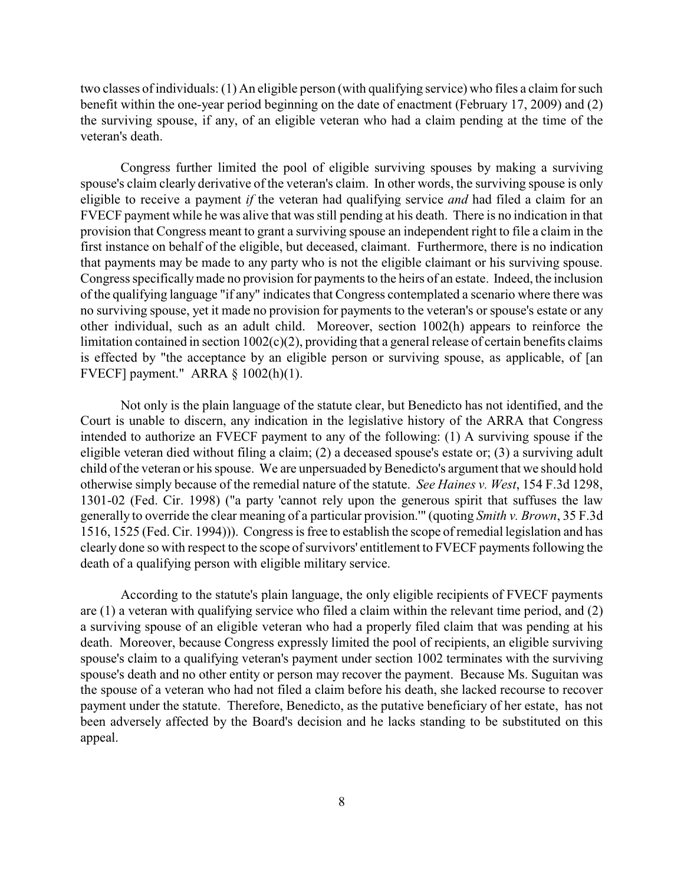two classes of individuals: (1) An eligible person (with qualifying service) who files a claim for such benefit within the one-year period beginning on the date of enactment (February 17, 2009) and (2) the surviving spouse, if any, of an eligible veteran who had a claim pending at the time of the veteran's death.

Congress further limited the pool of eligible surviving spouses by making a surviving spouse's claim clearly derivative of the veteran's claim. In other words, the surviving spouse is only eligible to receive a payment *if* the veteran had qualifying service *and* had filed a claim for an FVECF payment while he was alive that was still pending at his death. There is no indication in that provision that Congress meant to grant a surviving spouse an independent right to file a claim in the first instance on behalf of the eligible, but deceased, claimant. Furthermore, there is no indication that payments may be made to any party who is not the eligible claimant or his surviving spouse. Congress specifically made no provision for payments to the heirs of an estate. Indeed, the inclusion of the qualifying language "if any" indicates that Congress contemplated a scenario where there was no surviving spouse, yet it made no provision for payments to the veteran's or spouse's estate or any other individual, such as an adult child. Moreover, section 1002(h) appears to reinforce the limitation contained in section 1002(c)(2), providing that a general release of certain benefits claims is effected by "the acceptance by an eligible person or surviving spouse, as applicable, of [an FVECF] payment." ARRA § 1002(h)(1).

Not only is the plain language of the statute clear, but Benedicto has not identified, and the Court is unable to discern, any indication in the legislative history of the ARRA that Congress intended to authorize an FVECF payment to any of the following: (1) A surviving spouse if the eligible veteran died without filing a claim; (2) a deceased spouse's estate or; (3) a surviving adult child of the veteran or his spouse. We are unpersuaded by Benedicto's argument that we should hold otherwise simply because of the remedial nature of the statute. *See Haines v. West*, 154 F.3d 1298, 1301-02 (Fed. Cir. 1998) ("a party 'cannot rely upon the generous spirit that suffuses the law generally to override the clear meaning of a particular provision.'" (quoting *Smith v. Brown*, 35 F.3d 1516, 1525 (Fed. Cir. 1994))). Congress is free to establish the scope of remedial legislation and has clearly done so with respect to the scope of survivors' entitlement to FVECF payments following the death of a qualifying person with eligible military service.

According to the statute's plain language, the only eligible recipients of FVECF payments are (1) a veteran with qualifying service who filed a claim within the relevant time period, and (2) a surviving spouse of an eligible veteran who had a properly filed claim that was pending at his death. Moreover, because Congress expressly limited the pool of recipients, an eligible surviving spouse's claim to a qualifying veteran's payment under section 1002 terminates with the surviving spouse's death and no other entity or person may recover the payment. Because Ms. Suguitan was the spouse of a veteran who had not filed a claim before his death, she lacked recourse to recover payment under the statute. Therefore, Benedicto, as the putative beneficiary of her estate, has not been adversely affected by the Board's decision and he lacks standing to be substituted on this appeal.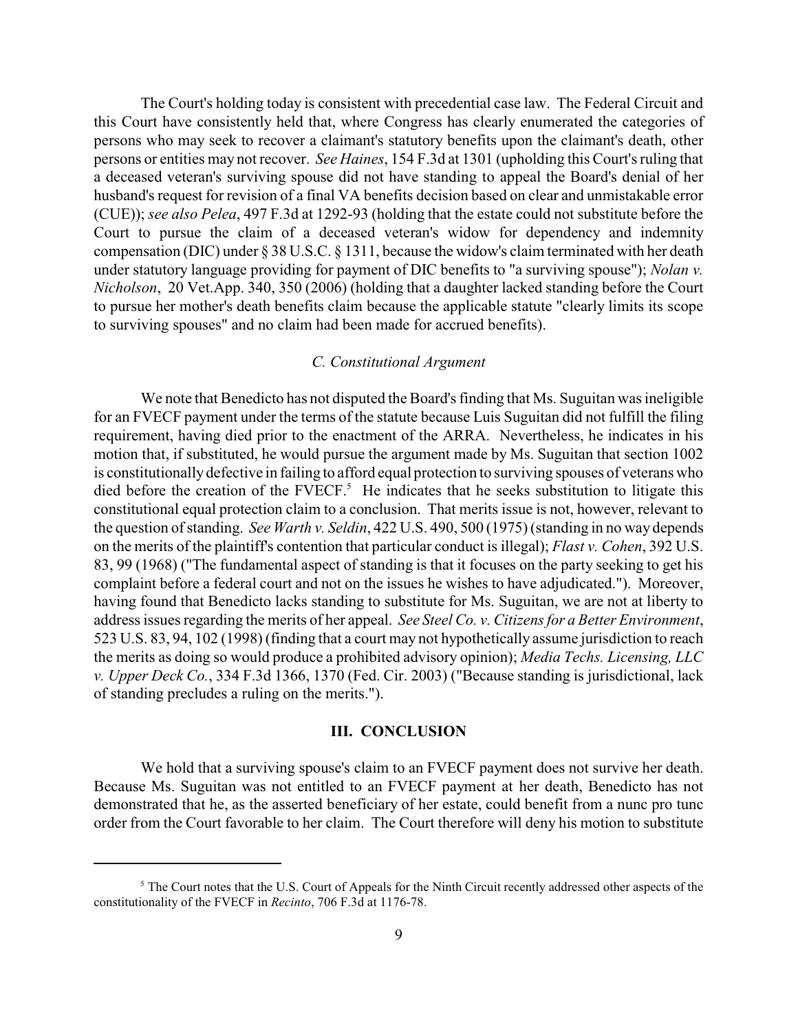The Court's holding today is consistent with precedential case law. The Federal Circuit and this Court have consistently held that, where Congress has clearly enumerated the categories of persons who may seek to recover a claimant's statutory benefits upon the claimant's death, other persons or entities may not recover. *See Haines*, 154 F.3d at 1301 (upholding this Court's ruling that a deceased veteran's surviving spouse did not have standing to appeal the Board's denial of her husband's request for revision of a final VA benefits decision based on clear and unmistakable error (CUE)); *see also Pelea*, 497 F.3d at 1292-93 (holding that the estate could not substitute before the Court to pursue the claim of a deceased veteran's widow for dependency and indemnity compensation (DIC) under § 38 U.S.C. § 1311, because the widow's claim terminated with her death under statutory language providing for payment of DIC benefits to "a surviving spouse"); *Nolan v. Nicholson*, 20 Vet.App. 340, 350 (2006) (holding that a daughter lacked standing before the Court to pursue her mother's death benefits claim because the applicable statute "clearly limits its scope to surviving spouses" and no claim had been made for accrued benefits).

### *C. Constitutional Argument*

We note that Benedicto has not disputed the Board's finding that Ms. Suguitan was ineligible for an FVECF payment under the terms of the statute because Luis Suguitan did not fulfill the filing requirement, having died prior to the enactment of the ARRA. Nevertheless, he indicates in his motion that, if substituted, he would pursue the argument made by Ms. Suguitan that section 1002 is constitutionally defective in failing to afford equal protection to surviving spouses of veterans who died before the creation of the FVECF.[5] He indicates that he seeks substitution to litigate this constitutional equal protection claim to a conclusion. That merits issue is not, however, relevant to the question of standing. *See Warth v. Seldin*, 422 U.S. 490, 500 (1975) (standing in no way depends on the merits of the plaintiff's contention that particular conduct is illegal); *Flast v. Cohen*, 392 U.S. 83, 99 (1968) ("The fundamental aspect of standing is that it focuses on the party seeking to get his complaint before a federal court and not on the issues he wishes to have adjudicated."). Moreover, having found that Benedicto lacks standing to substitute for Ms. Suguitan, we are not at liberty to address issues regarding the merits of her appeal. *See Steel Co. v. Citizens for a Better Environment*, 523 U.S. 83, 94, 102 (1998) (finding that a court may not hypothetically assume jurisdiction to reach the merits as doing so would produce a prohibited advisory opinion); *Media Techs. Licensing, LLC v. Upper Deck Co.*, 334 F.3d 1366, 1370 (Fed. Cir. 2003) ("Because standing is jurisdictional, lack of standing precludes a ruling on the merits.").

## III. CONCLUSION

We hold that a surviving spouse's claim to an FVECF payment does not survive her death. Because Ms. Suguitan was not entitled to an FVECF payment at her death, Benedicto has not demonstrated that he, as the asserted beneficiary of her estate, could benefit from a nunc pro tunc order from the Court favorable to her claim. The Court therefore will deny his motion to substitute

---

[5] The Court notes that the U.S. Court of Appeals for the Ninth Circuit recently addressed other aspects of the constitutionality of the FVECF in *Recinto*, 706 F.3d at 1176-78.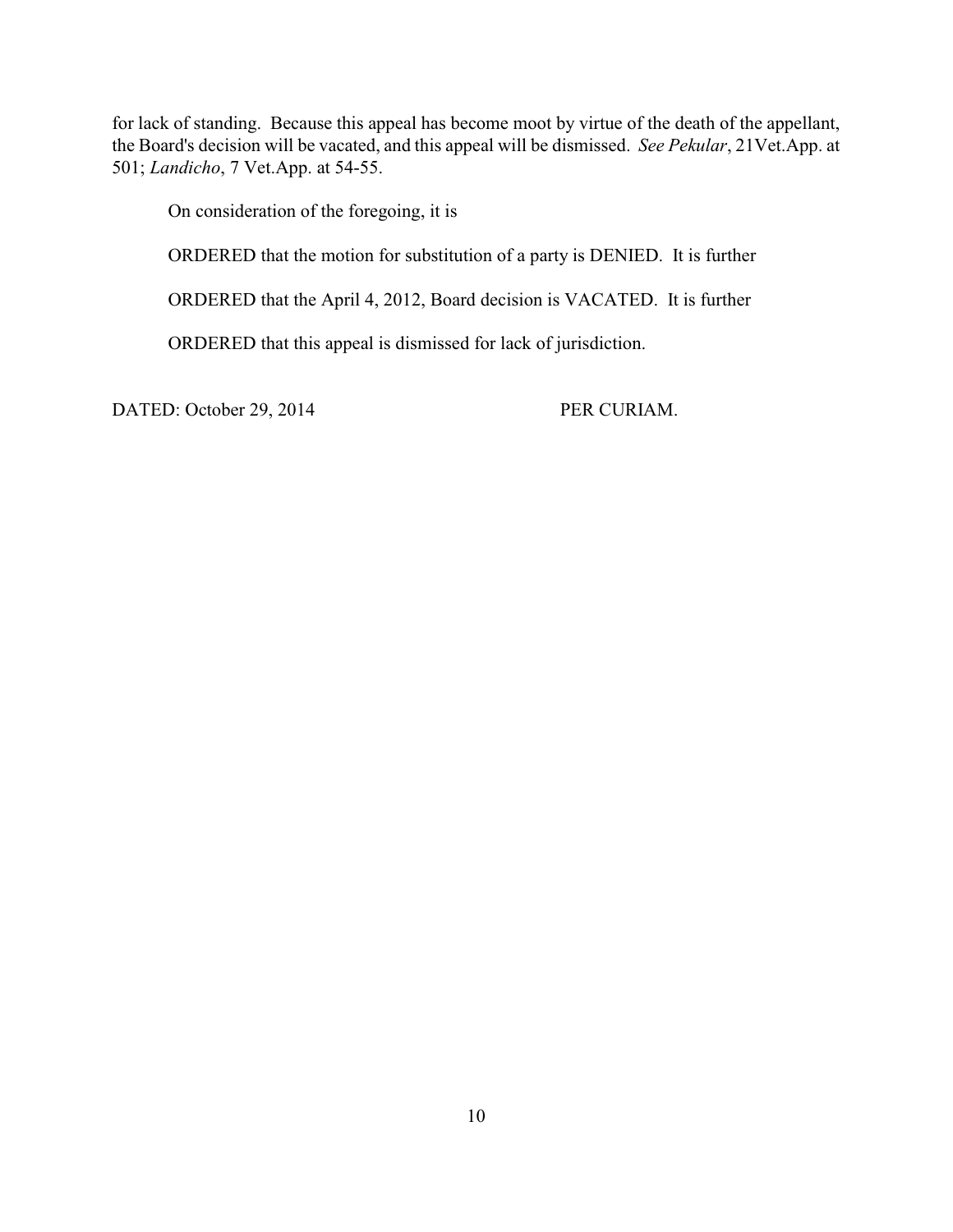for lack of standing. Because this appeal has become moot by virtue of the death of the appellant, the Board's decision will be vacated, and this appeal will be dismissed. *See Pekular*, 21Vet.App. at 501; *Landicho*, 7 Vet.App. at 54-55.

On consideration of the foregoing, it is

ORDERED that the motion for substitution of a party is DENIED. It is further

ORDERED that the April 4, 2012, Board decision is VACATED. It is further

ORDERED that this appeal is dismissed for lack of jurisdiction.

DATED: October 29, 2014 PER CURIAM.